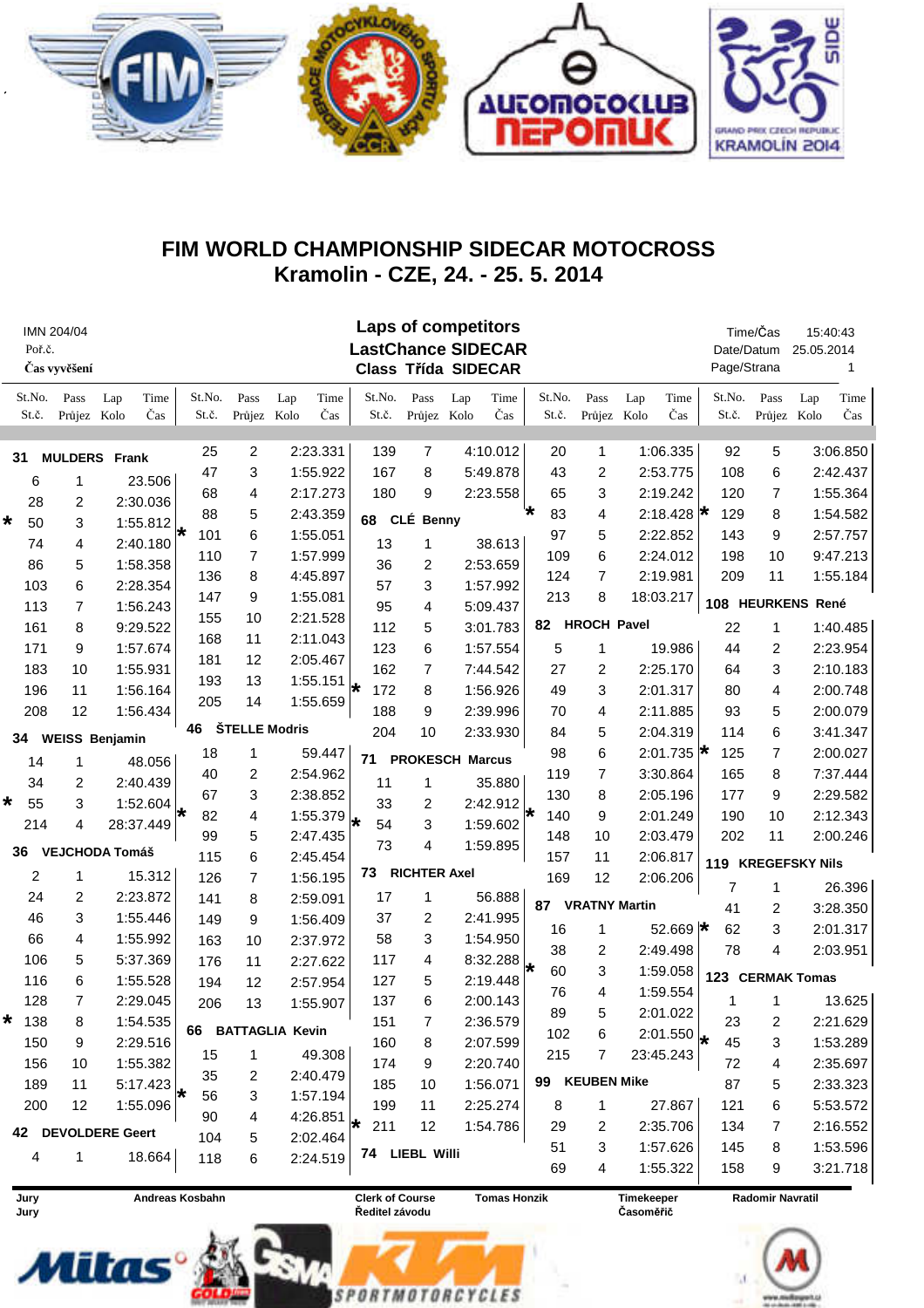# FIM WORLD CHAMPIONSHIP SIDECAR MOTOCROSS
## Kramolin - CZE, 24. - 25. 5. 2014

IMN 204/04
Poř.č.
Čas vyvěšení

**Laps of competitors**
**LastChance SIDECAR**
**Class Třída SIDECAR**

Time/Čas 15:40:43
Date/Datum 25.05.2014
Page/Strana 1

St.No. St.č. | Pass Průjez | Lap Kolo | Time Čas

**31 MULDERS Frank**

| Pass | Lap | Time |
|---|---|---|
| 6 | 1 | 23.506 |
| 28 | 2 | 2:30.036 |
| * 50 | 3 | 1:55.812 |
| 74 | 4 | 2:40.180 |
| 86 | 5 | 1:58.358 |
| 103 | 6 | 2:28.354 |
| 113 | 7 | 1:56.243 |
| 161 | 8 | 9:29.522 |
| 171 | 9 | 1:57.674 |
| 183 | 10 | 1:55.931 |
| 196 | 11 | 1:56.164 |
| 208 | 12 | 1:56.434 |

**34 WEISS Benjamin**

| Pass | Lap | Time |
|---|---|---|
| 14 | 1 | 48.056 |
| 34 | 2 | 2:40.439 |
| * 55 | 3 | 1:52.604 |
| 214 | 4 | 28:37.449 |

**36 VEJCHODA Tomáš**

| Pass | Lap | Time |
|---|---|---|
| 2 | 1 | 15.312 |
| 24 | 2 | 2:23.872 |
| 46 | 3 | 1:55.446 |
| 66 | 4 | 1:55.992 |
| 106 | 5 | 5:37.369 |
| 116 | 6 | 1:55.528 |
| 128 | 7 | 2:29.045 |
| * 138 | 8 | 1:54.535 |
| 150 | 9 | 2:29.516 |
| 156 | 10 | 1:55.382 |
| 189 | 11 | 5:17.423 |
| 200 | 12 | 1:55.096 |

**42 DEVOLDERE Geert**

| Pass | Lap | Time |
|---|---|---|
| 4 | 1 | 18.664 |
| 25 | 2 | 2:23.331 |
| 47 | 3 | 1:55.922 |
| 68 | 4 | 2:17.273 |
| 88 | 5 | 2:43.359 |
| * 101 | 6 | 1:55.051 |
| 110 | 7 | 1:57.999 |
| 136 | 8 | 4:45.897 |
| 147 | 9 | 1:55.081 |
| 155 | 10 | 2:21.528 |
| 168 | 11 | 2:11.043 |
| 181 | 12 | 2:05.467 |
| 193 | 13 | 1:55.151 |
| 205 | 14 | 1:55.659 |

**46 ŠTELLE Modris**

| Pass | Lap | Time |
|---|---|---|
| 18 | 1 | 59.447 |
| 40 | 2 | 2:54.962 |
| 67 | 3 | 2:38.852 |
| * 82 | 4 | 1:55.379 |
| 99 | 5 | 2:47.435 |
| 115 | 6 | 2:45.454 |
| 126 | 7 | 1:56.195 |
| 141 | 8 | 2:59.091 |
| 149 | 9 | 1:56.409 |
| 163 | 10 | 2:37.972 |
| 176 | 11 | 2:27.622 |
| 194 | 12 | 2:57.954 |
| 206 | 13 | 1:55.907 |

**66 BATTAGLIA Kevin**

| Pass | Lap | Time |
|---|---|---|
| 15 | 1 | 49.308 |
| 35 | 2 | 2:40.479 |
| * 56 | 3 | 1:57.194 |
| 90 | 4 | 4:26.851 |
| 104 | 5 | 2:02.464 |
| 118 | 6 | 2:24.519 |
| 139 | 7 | 4:10.012 |
| 167 | 8 | 5:49.878 |
| 180 | 9 | 2:23.558 |

**68 CLÉ Benny**

| Pass | Lap | Time |
|---|---|---|
| 13 | 1 | 38.613 |
| 36 | 2 | 2:53.659 |
| 57 | 3 | 1:57.992 |
| 95 | 4 | 5:09.437 |
| 112 | 5 | 3:01.783 |
| 123 | 6 | 1:57.554 |
| 162 | 7 | 7:44.542 |
| * 172 | 8 | 1:56.926 |
| 188 | 9 | 2:39.996 |
| 204 | 10 | 2:33.930 |

**71 PROKESCH Marcus**

| Pass | Lap | Time |
|---|---|---|
| 11 | 1 | 35.880 |
| 33 | 2 | 2:42.912 |
| * 54 | 3 | 1:59.602 |
| 73 | 4 | 1:59.895 |

**73 RICHTER Axel**

| Pass | Lap | Time |
|---|---|---|
| 17 | 1 | 56.888 |
| 37 | 2 | 2:41.995 |
| 58 | 3 | 1:54.950 |
| 117 | 4 | 8:32.288 |
| 127 | 5 | 2:19.448 |
| 137 | 6 | 2:00.143 |
| 151 | 7 | 2:36.579 |
| 160 | 8 | 2:07.599 |
| 174 | 9 | 2:20.740 |
| 185 | 10 | 1:56.071 |
| 199 | 11 | 2:25.274 |
| * 211 | 12 | 1:54.786 |

**74 LIEBL Willi**

| Pass | Lap | Time |
|---|---|---|
| 20 | 1 | 1:06.335 |
| 43 | 2 | 2:53.775 |
| 65 | 3 | 2:19.242 |
| * 83 | 4 | 2:18.428 |
| 97 | 5 | 2:22.852 |
| 109 | 6 | 2:24.012 |
| 124 | 7 | 2:19.981 |
| 213 | 8 | 18:03.217 |

**82 HROCH Pavel**

| Pass | Lap | Time |
|---|---|---|
| 5 | 1 | 19.986 |
| 27 | 2 | 2:25.170 |
| 49 | 3 | 2:01.317 |
| 70 | 4 | 2:11.885 |
| 84 | 5 | 2:04.319 |
| 98 | 6 | 2:01.735 |
| 119 | 7 | 3:30.864 |
| 130 | 8 | 2:05.196 |
| * 140 | 9 | 2:01.249 |
| 148 | 10 | 2:03.479 |
| 157 | 11 | 2:06.817 |
| 169 | 12 | 2:06.206 |

**87 VRATNY Martin**

| Pass | Lap | Time |
|---|---|---|
| 16 | 1 | 52.669 |
| 38 | 2 | 2:49.498 |
| * 60 | 3 | 1:59.058 |
| 76 | 4 | 1:59.554 |
| 89 | 5 | 2:01.022 |
| 102 | 6 | 2:01.550 |
| 215 | 7 | 23:45.243 |

**99 KEUBEN Mike**

| Pass | Lap | Time |
|---|---|---|
| 8 | 1 | 27.867 |
| 29 | 2 | 2:35.706 |
| 51 | 3 | 1:57.626 |
| 69 | 4 | 1:55.322 |
| 92 | 5 | 3:06.850 |
| 108 | 6 | 2:42.437 |
| 120 | 7 | 1:55.364 |
| * 129 | 8 | 1:54.582 |
| 143 | 9 | 2:57.757 |
| 198 | 10 | 9:47.213 |
| 209 | 11 | 1:55.184 |

**108 HEURKENS René**

| Pass | Lap | Time |
|---|---|---|
| 22 | 1 | 1:40.485 |
| 44 | 2 | 2:23.954 |
| 64 | 3 | 2:10.183 |
| 80 | 4 | 2:00.748 |
| 93 | 5 | 2:00.079 |
| 114 | 6 | 3:41.347 |
| * 125 | 7 | 2:00.027 |
| 165 | 8 | 7:37.444 |
| 177 | 9 | 2:29.582 |
| 190 | 10 | 2:12.343 |
| 202 | 11 | 2:00.246 |

**119 KREGEFSKY Nils**

| Pass | Lap | Time |
|---|---|---|
| 7 | 1 | 26.396 |
| 41 | 2 | 3:28.350 |
| * 62 | 3 | 2:01.317 |
| 78 | 4 | 2:03.951 |

**123 CERMAK Tomas**

| Pass | Lap | Time |
|---|---|---|
| 1 | 1 | 13.625 |
| 23 | 2 | 2:21.629 |
| * 45 | 3 | 1:53.289 |
| 72 | 4 | 2:35.697 |
| 87 | 5 | 2:33.323 |
| 121 | 6 | 5:53.572 |
| 134 | 7 | 2:16.552 |
| 145 | 8 | 1:53.596 |
| 158 | 9 | 3:21.718 |

Jury / Jury: Andreas Kosbahn
Clerk of Course / Ředitel závodu: Tomas Honzik
Timekeeper / Časoměřič: Radomir Navratil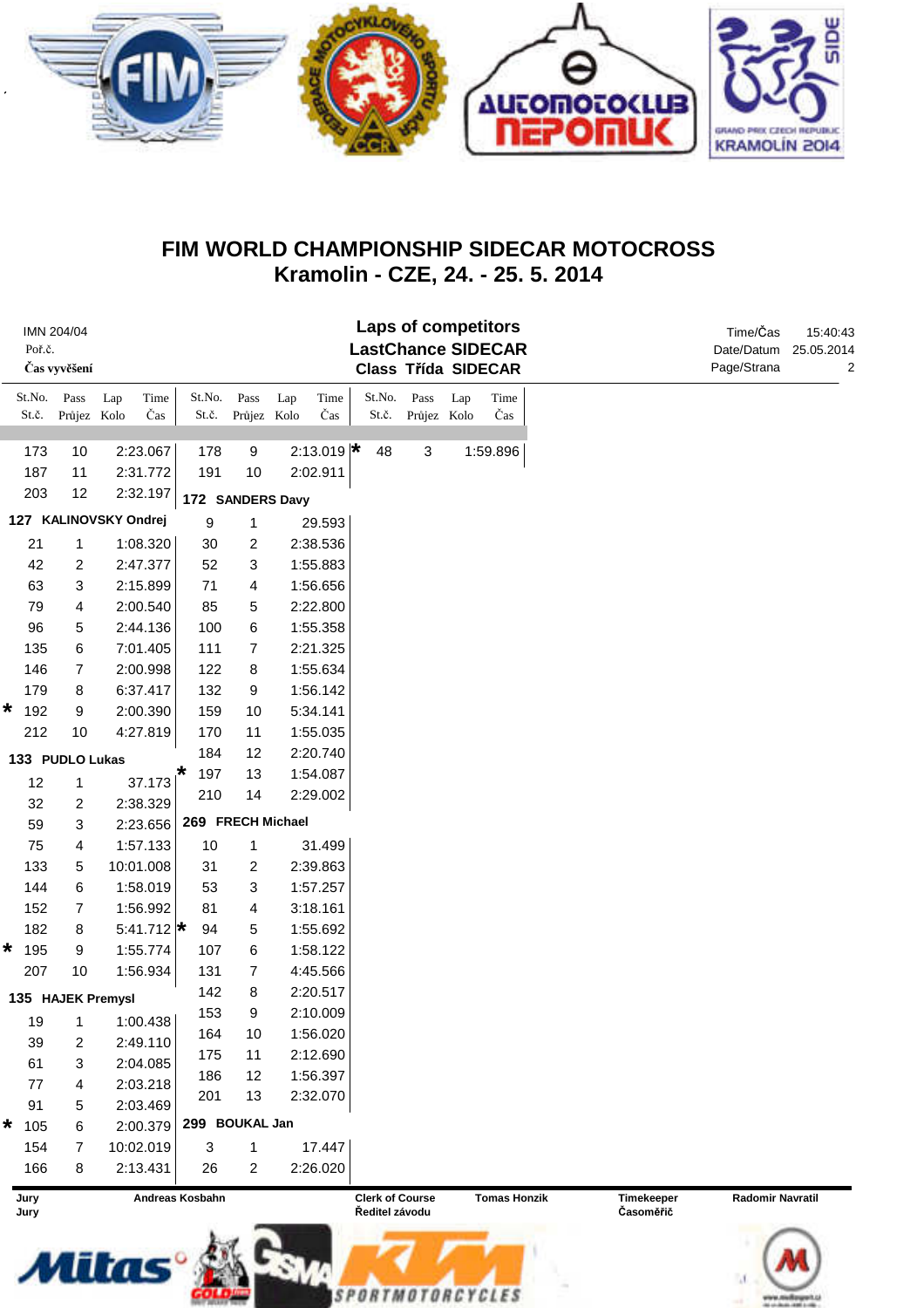# FIM WORLD CHAMPIONSHIP SIDECAR MOTOCROSS
## Kramolin - CZE, 24. - 25. 5. 2014

IMN 204/04
Poř.č.
Čas vyvěšení

**Laps of competitors**
**LastChance SIDECAR**
**Class Třída SIDECAR**

Time/Čas 15:40:43
Date/Datum 25.05.2014

| St.No. St.č. | Pass Průjez | Lap Kolo | Time Čas |
|---|---|---|---|
| 173 | 10 | | 2:23.067 |
| 187 | 11 | | 2:31.772 |
| 203 | 12 | | 2:32.197 |
| **127 KALINOVSKY Ondrej** | | | |
| 21 | 1 | | 1:08.320 |
| 42 | 2 | | 2:47.377 |
| 63 | 3 | | 2:15.899 |
| 79 | 4 | | 2:00.540 |
| 96 | 5 | | 2:44.136 |
| 135 | 6 | | 7:01.405 |
| 146 | 7 | | 2:00.998 |
| 179 | 8 | | 6:37.417 |
| * 192 | 9 | | 2:00.390 |
| 212 | 10 | | 4:27.819 |
| **133 PUDLO Lukas** | | | |
| 12 | 1 | | 37.173 |
| 32 | 2 | | 2:38.329 |
| 59 | 3 | | 2:23.656 |
| 75 | 4 | | 1:57.133 |
| 133 | 5 | | 10:01.008 |
| 144 | 6 | | 1:58.019 |
| 152 | 7 | | 1:56.992 |
| 182 | 8 | | 5:41.712 |
| * 195 | 9 | | 1:55.774 |
| 207 | 10 | | 1:56.934 |
| **135 HAJEK Premysl** | | | |
| 19 | 1 | | 1:00.438 |
| 39 | 2 | | 2:49.110 |
| 61 | 3 | | 2:04.085 |
| 77 | 4 | | 2:03.218 |
| 91 | 5 | | 2:03.469 |
| * 105 | 6 | | 2:00.379 |
| 154 | 7 | | 10:02.019 |
| 166 | 8 | | 2:13.431 |

| St.No. St.č. | Pass Průjez | Lap Kolo | Time Čas |
|---|---|---|---|
| 178 | 9 | | 2:13.019 |
| 191 | 10 | | 2:02.911 |
| **172 SANDERS Davy** | | | |
| 9 | 1 | | 29.593 |
| 30 | 2 | | 2:38.536 |
| 52 | 3 | | 1:55.883 |
| 71 | 4 | | 1:56.656 |
| 85 | 5 | | 2:22.800 |
| 100 | 6 | | 1:55.358 |
| 111 | 7 | | 2:21.325 |
| 122 | 8 | | 1:55.634 |
| 132 | 9 | | 1:56.142 |
| 159 | 10 | | 5:34.141 |
| 170 | 11 | | 1:55.035 |
| 184 | 12 | | 2:20.740 |
| * 197 | 13 | | 1:54.087 |
| 210 | 14 | | 2:29.002 |
| **269 FRECH Michael** | | | |
| 10 | 1 | | 31.499 |
| 31 | 2 | | 2:39.863 |
| 53 | 3 | | 1:57.257 |
| 81 | 4 | | 3:18.161 |
| * 94 | 5 | | 1:55.692 |
| 107 | 6 | | 1:58.122 |
| 131 | 7 | | 4:45.566 |
| 142 | 8 | | 2:20.517 |
| 153 | 9 | | 2:10.009 |
| 164 | 10 | | 1:56.020 |
| 175 | 11 | | 2:12.690 |
| 186 | 12 | | 1:56.397 |
| 201 | 13 | | 2:32.070 |
| **299 BOUKAL Jan** | | | |
| 3 | 1 | | 17.447 |
| 26 | 2 | | 2:26.020 |

| St.No. St.č. | Pass Průjez | Lap Kolo | Time Čas |
|---|---|---|---|
| * 48 | 3 | | 1:59.896 |

Jury / Jury: Andreas Kosbahn
Clerk of Course / Ředitel závodu: Tomas Honzik
Timekeeper / Časoměřič: Radomir Navratil